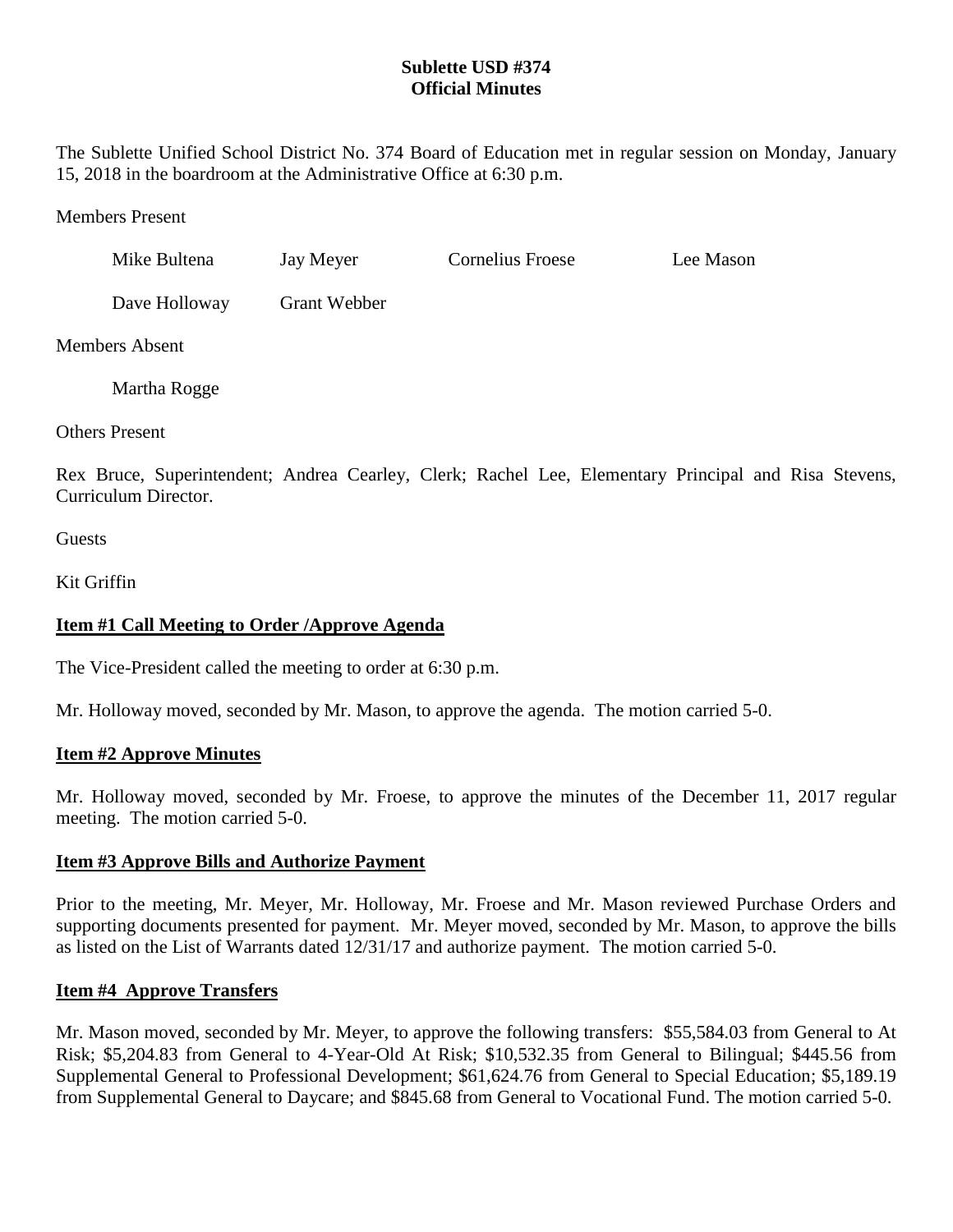# Sublette USD #374
## Official Minutes

The Sublette Unified School District No. 374 Board of Education met in regular session on Monday, January 15, 2018 in the boardroom at the Administrative Office at 6:30 p.m.

Members Present

Mike Bultena  Jay Meyer  Cornelius Froese  Lee Mason

Dave Holloway  Grant Webber

Members Absent

Martha Rogge

Others Present

Rex Bruce, Superintendent; Andrea Cearley, Clerk; Rachel Lee, Elementary Principal and Risa Stevens, Curriculum Director.

Guests

Kit Griffin

**Item #1 Call Meeting to Order /Approve Agenda**

The Vice-President called the meeting to order at 6:30 p.m.

Mr. Holloway moved, seconded by Mr. Mason, to approve the agenda. The motion carried 5-0.

**Item #2 Approve Minutes**

Mr. Holloway moved, seconded by Mr. Froese, to approve the minutes of the December 11, 2017 regular meeting. The motion carried 5-0.

**Item #3 Approve Bills and Authorize Payment**

Prior to the meeting, Mr. Meyer, Mr. Holloway, Mr. Froese and Mr. Mason reviewed Purchase Orders and supporting documents presented for payment. Mr. Meyer moved, seconded by Mr. Mason, to approve the bills as listed on the List of Warrants dated 12/31/17 and authorize payment. The motion carried 5-0.

**Item #4 Approve Transfers**

Mr. Mason moved, seconded by Mr. Meyer, to approve the following transfers: $55,584.03 from General to At Risk; $5,204.83 from General to 4-Year-Old At Risk; $10,532.35 from General to Bilingual; $445.56 from Supplemental General to Professional Development; $61,624.76 from General to Special Education; $5,189.19 from Supplemental General to Daycare; and $845.68 from General to Vocational Fund. The motion carried 5-0.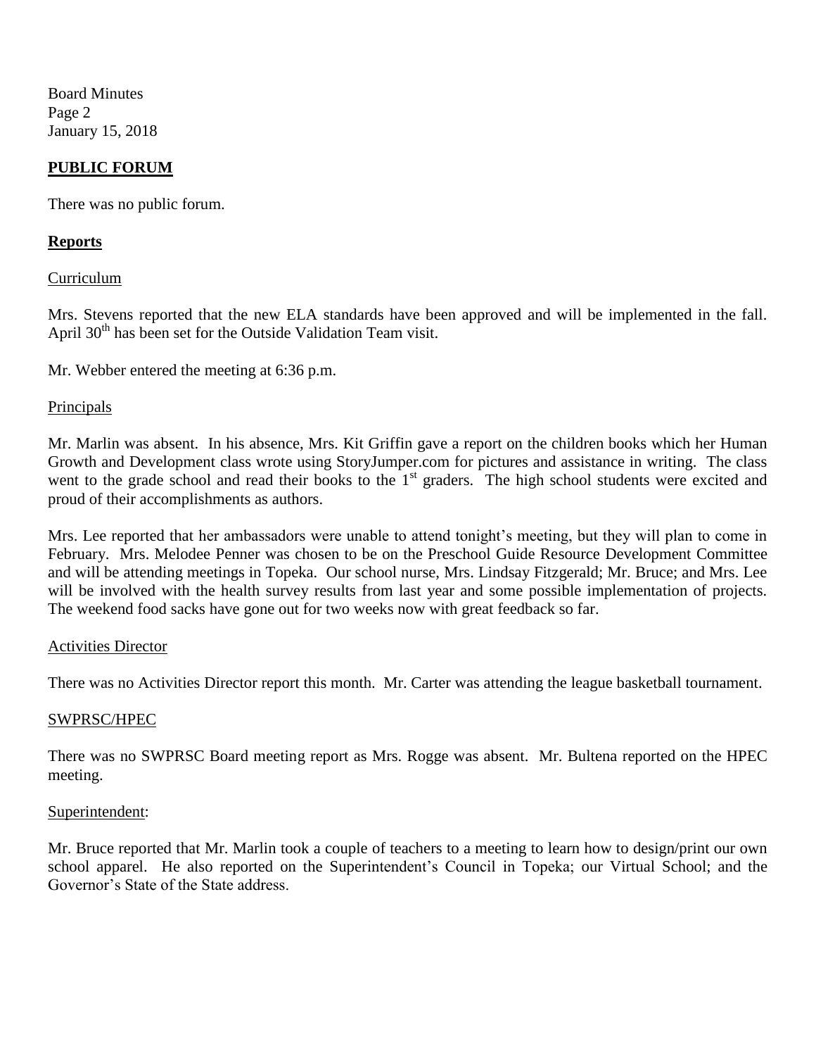## PUBLIC FORUM

There was no public forum.

## Reports

### Curriculum

Mrs. Stevens reported that the new ELA standards have been approved and will be implemented in the fall. April 30th has been set for the Outside Validation Team visit.

Mr. Webber entered the meeting at 6:36 p.m.

### Principals

Mr. Marlin was absent. In his absence, Mrs. Kit Griffin gave a report on the children books which her Human Growth and Development class wrote using StoryJumper.com for pictures and assistance in writing. The class went to the grade school and read their books to the 1st graders. The high school students were excited and proud of their accomplishments as authors.

Mrs. Lee reported that her ambassadors were unable to attend tonight's meeting, but they will plan to come in February. Mrs. Melodee Penner was chosen to be on the Preschool Guide Resource Development Committee and will be attending meetings in Topeka. Our school nurse, Mrs. Lindsay Fitzgerald; Mr. Bruce; and Mrs. Lee will be involved with the health survey results from last year and some possible implementation of projects. The weekend food sacks have gone out for two weeks now with great feedback so far.

### Activities Director

There was no Activities Director report this month. Mr. Carter was attending the league basketball tournament.

### SWPRSC/HPEC

There was no SWPRSC Board meeting report as Mrs. Rogge was absent. Mr. Bultena reported on the HPEC meeting.

### Superintendent:

Mr. Bruce reported that Mr. Marlin took a couple of teachers to a meeting to learn how to design/print our own school apparel. He also reported on the Superintendent's Council in Topeka; our Virtual School; and the Governor's State of the State address.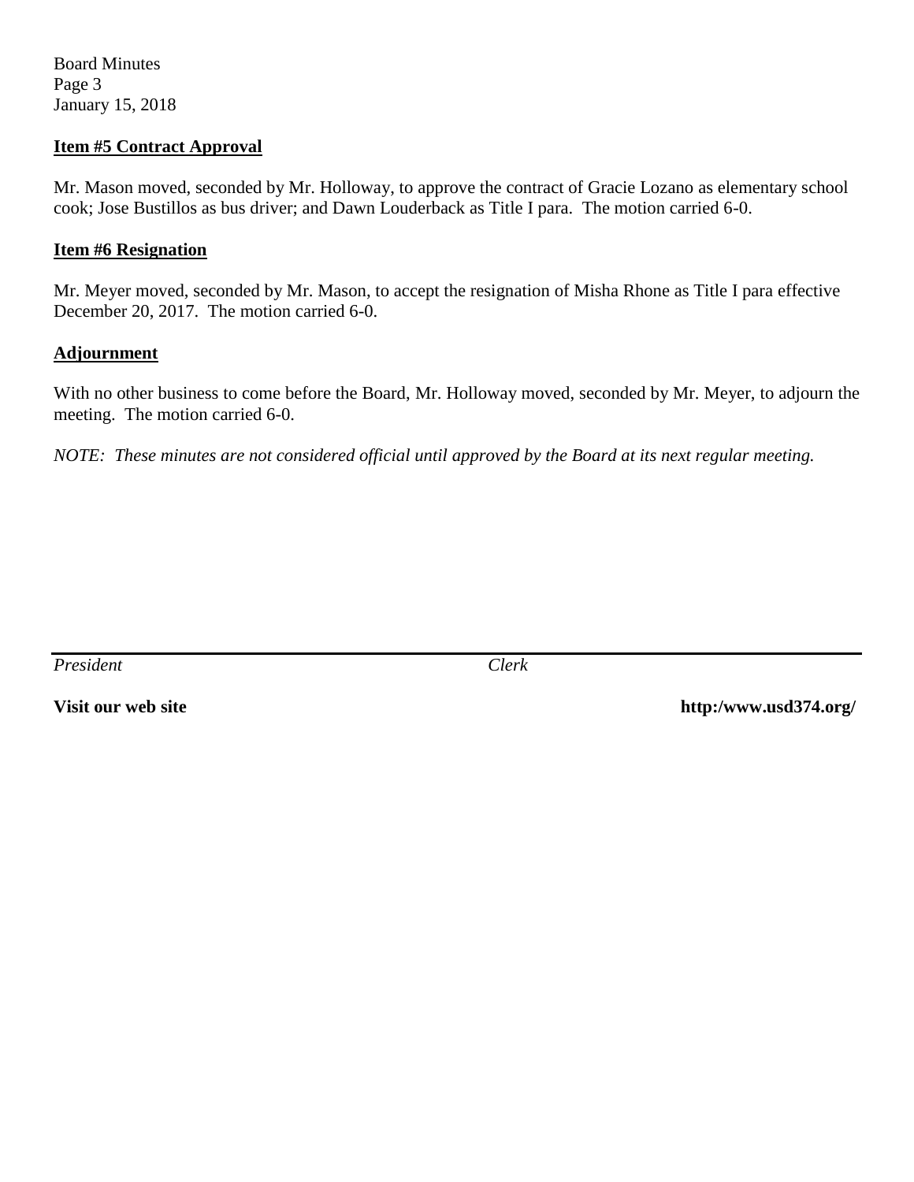## Item #5 Contract Approval

Mr. Mason moved, seconded by Mr. Holloway, to approve the contract of Gracie Lozano as elementary school cook; Jose Bustillos as bus driver; and Dawn Louderback as Title I para. The motion carried 6-0.

## Item #6 Resignation

Mr. Meyer moved, seconded by Mr. Mason, to accept the resignation of Misha Rhone as Title I para effective December 20, 2017. The motion carried 6-0.

## Adjournment

With no other business to come before the Board, Mr. Holloway moved, seconded by Mr. Meyer, to adjourn the meeting. The motion carried 6-0.

*NOTE: These minutes are not considered official until approved by the Board at its next regular meeting.*

*President* *Clerk*

**Visit our web site** **http:/www.usd374.org/**